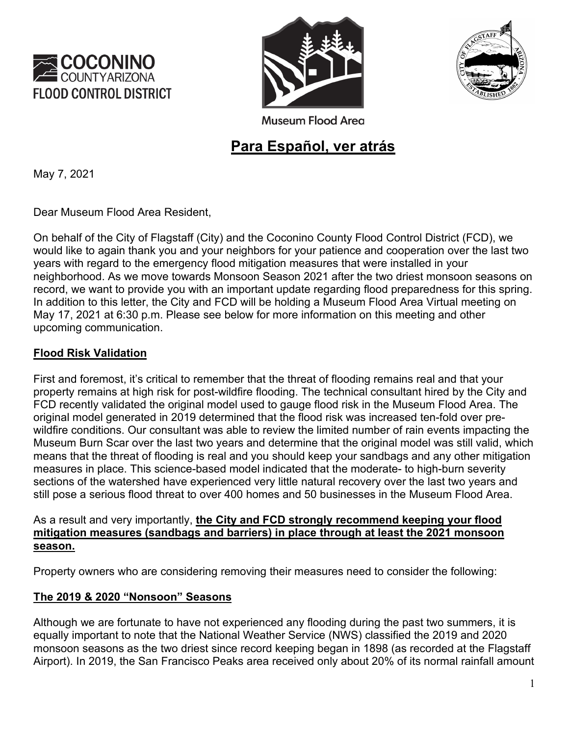COCONINO COUNTY ARIZONA
FLOOD CONTROL DISTRICT

Museum Flood Area

## Para Español, ver atrás

May 7, 2021

Dear Museum Flood Area Resident,

On behalf of the City of Flagstaff (City) and the Coconino County Flood Control District (FCD), we would like to again thank you and your neighbors for your patience and cooperation over the last two years with regard to the emergency flood mitigation measures that were installed in your neighborhood. As we move towards Monsoon Season 2021 after the two driest monsoon seasons on record, we want to provide you with an important update regarding flood preparedness for this spring. In addition to this letter, the City and FCD will be holding a Museum Flood Area Virtual meeting on May 17, 2021 at 6:30 p.m. Please see below for more information on this meeting and other upcoming communication.

**Flood Risk Validation**

First and foremost, it's critical to remember that the threat of flooding remains real and that your property remains at high risk for post-wildfire flooding. The technical consultant hired by the City and FCD recently validated the original model used to gauge flood risk in the Museum Flood Area. The original model generated in 2019 determined that the flood risk was increased ten-fold over pre-wildfire conditions. Our consultant was able to review the limited number of rain events impacting the Museum Burn Scar over the last two years and determine that the original model was still valid, which means that the threat of flooding is real and you should keep your sandbags and any other mitigation measures in place. This science-based model indicated that the moderate- to high-burn severity sections of the watershed have experienced very little natural recovery over the last two years and still pose a serious flood threat to over 400 homes and 50 businesses in the Museum Flood Area.

As a result and very importantly, **the City and FCD strongly recommend keeping your flood mitigation measures (sandbags and barriers) in place through at least the 2021 monsoon season.**

Property owners who are considering removing their measures need to consider the following:

**The 2019 & 2020 "Nonsoon" Seasons**

Although we are fortunate to have not experienced any flooding during the past two summers, it is equally important to note that the National Weather Service (NWS) classified the 2019 and 2020 monsoon seasons as the two driest since record keeping began in 1898 (as recorded at the Flagstaff Airport). In 2019, the San Francisco Peaks area received only about 20% of its normal rainfall amount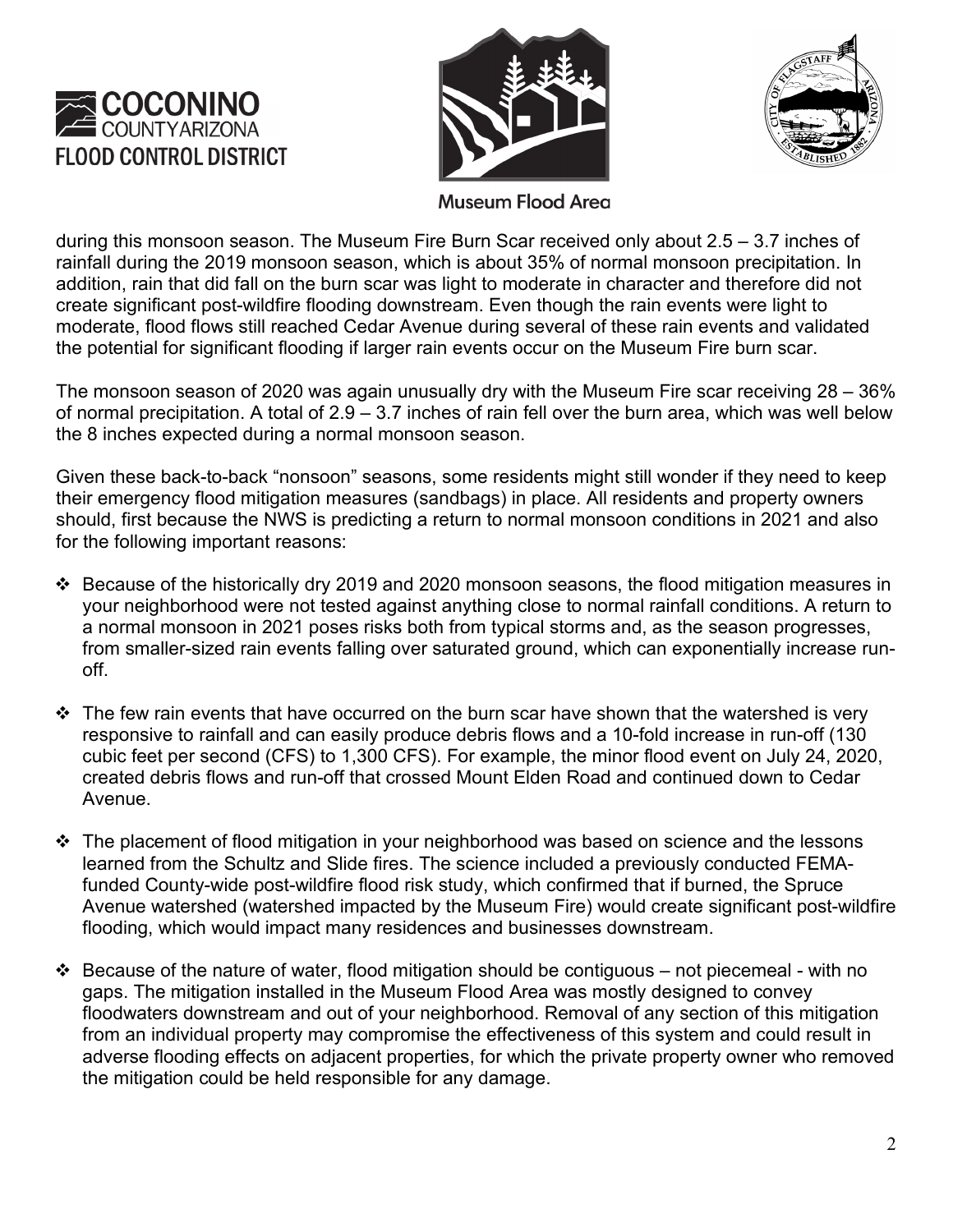during this monsoon season. The Museum Fire Burn Scar received only about 2.5 – 3.7 inches of rainfall during the 2019 monsoon season, which is about 35% of normal monsoon precipitation. In addition, rain that did fall on the burn scar was light to moderate in character and therefore did not create significant post-wildfire flooding downstream. Even though the rain events were light to moderate, flood flows still reached Cedar Avenue during several of these rain events and validated the potential for significant flooding if larger rain events occur on the Museum Fire burn scar.

The monsoon season of 2020 was again unusually dry with the Museum Fire scar receiving 28 – 36% of normal precipitation. A total of 2.9 – 3.7 inches of rain fell over the burn area, which was well below the 8 inches expected during a normal monsoon season.

Given these back-to-back "nonsoon" seasons, some residents might still wonder if they need to keep their emergency flood mitigation measures (sandbags) in place. All residents and property owners should, first because the NWS is predicting a return to normal monsoon conditions in 2021 and also for the following important reasons:

- Because of the historically dry 2019 and 2020 monsoon seasons, the flood mitigation measures in your neighborhood were not tested against anything close to normal rainfall conditions. A return to a normal monsoon in 2021 poses risks both from typical storms and, as the season progresses, from smaller-sized rain events falling over saturated ground, which can exponentially increase run-off.

- The few rain events that have occurred on the burn scar have shown that the watershed is very responsive to rainfall and can easily produce debris flows and a 10-fold increase in run-off (130 cubic feet per second (CFS) to 1,300 CFS). For example, the minor flood event on July 24, 2020, created debris flows and run-off that crossed Mount Elden Road and continued down to Cedar Avenue.

- The placement of flood mitigation in your neighborhood was based on science and the lessons learned from the Schultz and Slide fires. The science included a previously conducted FEMA-funded County-wide post-wildfire flood risk study, which confirmed that if burned, the Spruce Avenue watershed (watershed impacted by the Museum Fire) would create significant post-wildfire flooding, which would impact many residences and businesses downstream.

- Because of the nature of water, flood mitigation should be contiguous – not piecemeal - with no gaps. The mitigation installed in the Museum Flood Area was mostly designed to convey floodwaters downstream and out of your neighborhood. Removal of any section of this mitigation from an individual property may compromise the effectiveness of this system and could result in adverse flooding effects on adjacent properties, for which the private property owner who removed the mitigation could be held responsible for any damage.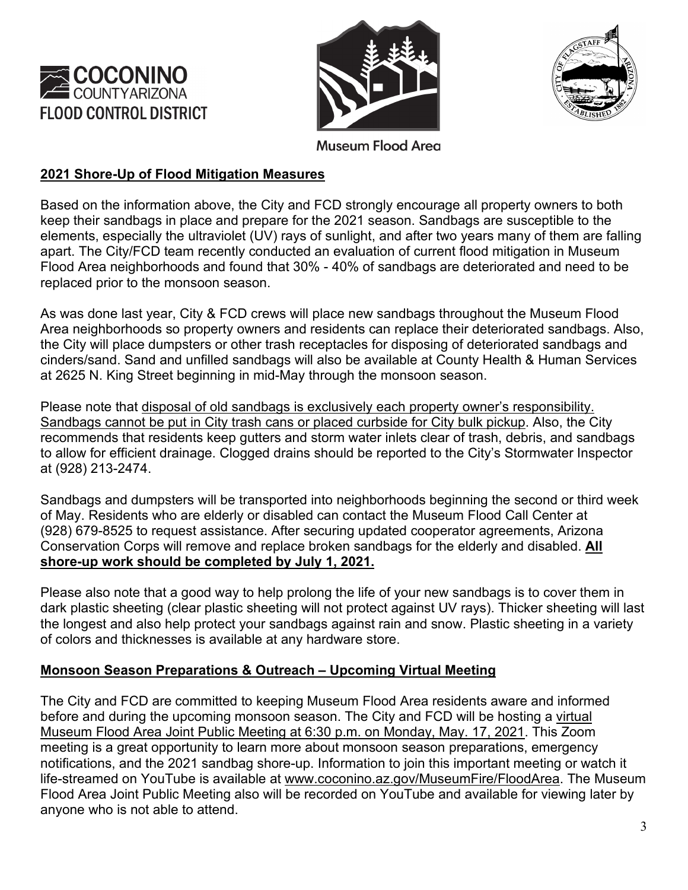COCONINO COUNTY ARIZONA FLOOD CONTROL DISTRICT

Museum Flood Area

## 2021 Shore-Up of Flood Mitigation Measures

Based on the information above, the City and FCD strongly encourage all property owners to both keep their sandbags in place and prepare for the 2021 season. Sandbags are susceptible to the elements, especially the ultraviolet (UV) rays of sunlight, and after two years many of them are falling apart. The City/FCD team recently conducted an evaluation of current flood mitigation in Museum Flood Area neighborhoods and found that 30% - 40% of sandbags are deteriorated and need to be replaced prior to the monsoon season.

As was done last year, City & FCD crews will place new sandbags throughout the Museum Flood Area neighborhoods so property owners and residents can replace their deteriorated sandbags. Also, the City will place dumpsters or other trash receptacles for disposing of deteriorated sandbags and cinders/sand. Sand and unfilled sandbags will also be available at County Health & Human Services at 2625 N. King Street beginning in mid-May through the monsoon season.

Please note that disposal of old sandbags is exclusively each property owner's responsibility. Sandbags cannot be put in City trash cans or placed curbside for City bulk pickup. Also, the City recommends that residents keep gutters and storm water inlets clear of trash, debris, and sandbags to allow for efficient drainage. Clogged drains should be reported to the City's Stormwater Inspector at (928) 213-2474.

Sandbags and dumpsters will be transported into neighborhoods beginning the second or third week of May. Residents who are elderly or disabled can contact the Museum Flood Call Center at (928) 679-8525 to request assistance. After securing updated cooperator agreements, Arizona Conservation Corps will remove and replace broken sandbags for the elderly and disabled. **All shore-up work should be completed by July 1, 2021.**

Please also note that a good way to help prolong the life of your new sandbags is to cover them in dark plastic sheeting (clear plastic sheeting will not protect against UV rays). Thicker sheeting will last the longest and also help protect your sandbags against rain and snow. Plastic sheeting in a variety of colors and thicknesses is available at any hardware store.

## Monsoon Season Preparations & Outreach – Upcoming Virtual Meeting

The City and FCD are committed to keeping Museum Flood Area residents aware and informed before and during the upcoming monsoon season. The City and FCD will be hosting a virtual Museum Flood Area Joint Public Meeting at 6:30 p.m. on Monday, May. 17, 2021. This Zoom meeting is a great opportunity to learn more about monsoon season preparations, emergency notifications, and the 2021 sandbag shore-up. Information to join this important meeting or watch it life-streamed on YouTube is available at www.coconino.az.gov/MuseumFire/FloodArea. The Museum Flood Area Joint Public Meeting also will be recorded on YouTube and available for viewing later by anyone who is not able to attend.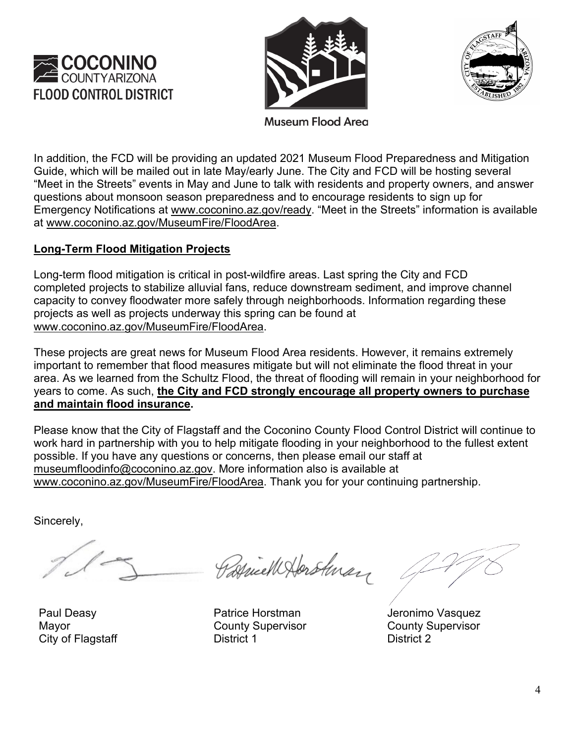COCONINO COUNTY ARIZONA FLOOD CONTROL DISTRICT

Museum Flood Area

In addition, the FCD will be providing an updated 2021 Museum Flood Preparedness and Mitigation Guide, which will be mailed out in late May/early June. The City and FCD will be hosting several "Meet in the Streets" events in May and June to talk with residents and property owners, and answer questions about monsoon season preparedness and to encourage residents to sign up for Emergency Notifications at www.coconino.az.gov/ready. "Meet in the Streets" information is available at www.coconino.az.gov/MuseumFire/FloodArea.

## Long-Term Flood Mitigation Projects

Long-term flood mitigation is critical in post-wildfire areas. Last spring the City and FCD completed projects to stabilize alluvial fans, reduce downstream sediment, and improve channel capacity to convey floodwater more safely through neighborhoods. Information regarding these projects as well as projects underway this spring can be found at www.coconino.az.gov/MuseumFire/FloodArea.

These projects are great news for Museum Flood Area residents. However, it remains extremely important to remember that flood measures mitigate but will not eliminate the flood threat in your area. As we learned from the Schultz Flood, the threat of flooding will remain in your neighborhood for years to come. As such, **the City and FCD strongly encourage all property owners to purchase and maintain flood insurance.**

Please know that the City of Flagstaff and the Coconino County Flood Control District will continue to work hard in partnership with you to help mitigate flooding in your neighborhood to the fullest extent possible. If you have any questions or concerns, then please email our staff at museumfloodinfo@coconino.az.gov. More information also is available at www.coconino.az.gov/MuseumFire/FloodArea. Thank you for your continuing partnership.

Sincerely,

| | | |
|---|---|---|
| Paul Deasy | Patrice Horstman | Jeronimo Vasquez |
| Mayor | County Supervisor | County Supervisor |
| City of Flagstaff | District 1 | District 2 |